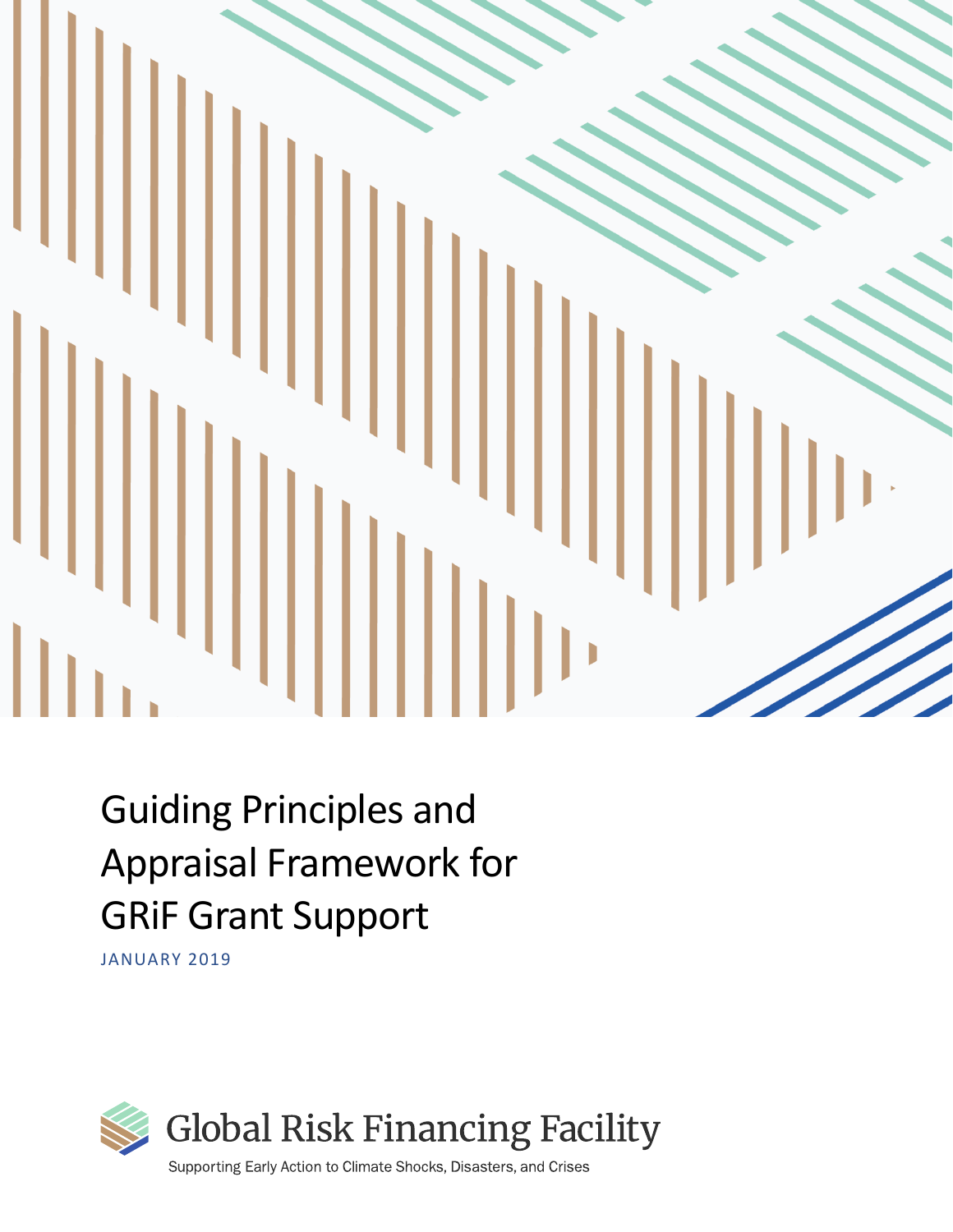# Guiding Principles and Appraisal Framework for GRiF Grant Support

JANUARY 2019

Global Risk Financing Facility

Supporting Early Action to Climate Shocks, Disasters, and Crises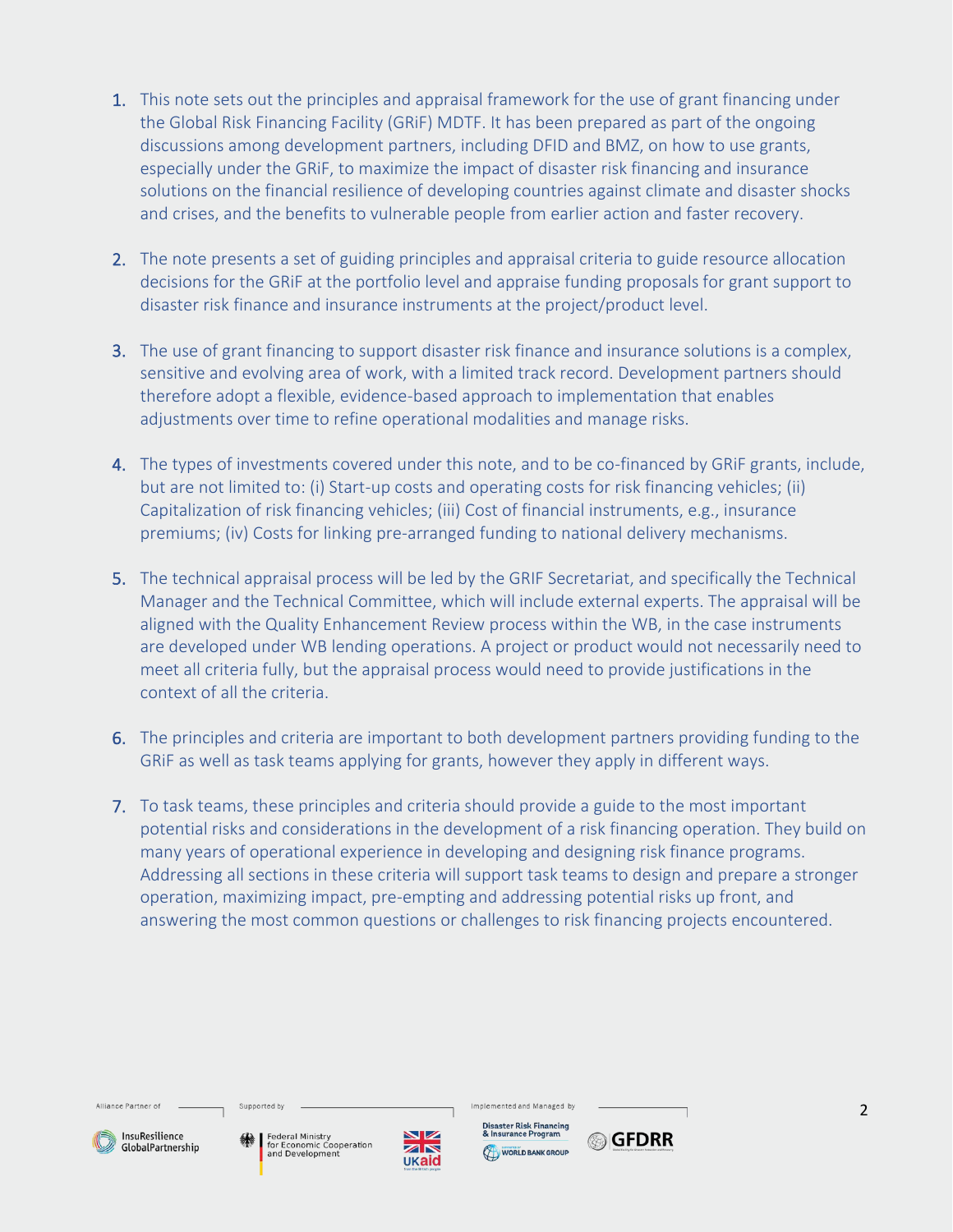1. This note sets out the principles and appraisal framework for the use of grant financing under the Global Risk Financing Facility (GRiF) MDTF. It has been prepared as part of the ongoing discussions among development partners, including DFID and BMZ, on how to use grants, especially under the GRiF, to maximize the impact of disaster risk financing and insurance solutions on the financial resilience of developing countries against climate and disaster shocks and crises, and the benefits to vulnerable people from earlier action and faster recovery.

2. The note presents a set of guiding principles and appraisal criteria to guide resource allocation decisions for the GRiF at the portfolio level and appraise funding proposals for grant support to disaster risk finance and insurance instruments at the project/product level.

3. The use of grant financing to support disaster risk finance and insurance solutions is a complex, sensitive and evolving area of work, with a limited track record. Development partners should therefore adopt a flexible, evidence-based approach to implementation that enables adjustments over time to refine operational modalities and manage risks.

4. The types of investments covered under this note, and to be co-financed by GRiF grants, include, but are not limited to: (i) Start-up costs and operating costs for risk financing vehicles; (ii) Capitalization of risk financing vehicles; (iii) Cost of financial instruments, e.g., insurance premiums; (iv) Costs for linking pre-arranged funding to national delivery mechanisms.

5. The technical appraisal process will be led by the GRIF Secretariat, and specifically the Technical Manager and the Technical Committee, which will include external experts. The appraisal will be aligned with the Quality Enhancement Review process within the WB, in the case instruments are developed under WB lending operations. A project or product would not necessarily need to meet all criteria fully, but the appraisal process would need to provide justifications in the context of all the criteria.

6. The principles and criteria are important to both development partners providing funding to the GRiF as well as task teams applying for grants, however they apply in different ways.

7. To task teams, these principles and criteria should provide a guide to the most important potential risks and considerations in the development of a risk financing operation. They build on many years of operational experience in developing and designing risk finance programs. Addressing all sections in these criteria will support task teams to design and prepare a stronger operation, maximizing impact, pre-empting and addressing potential risks up front, and answering the most common questions or challenges to risk financing projects encountered.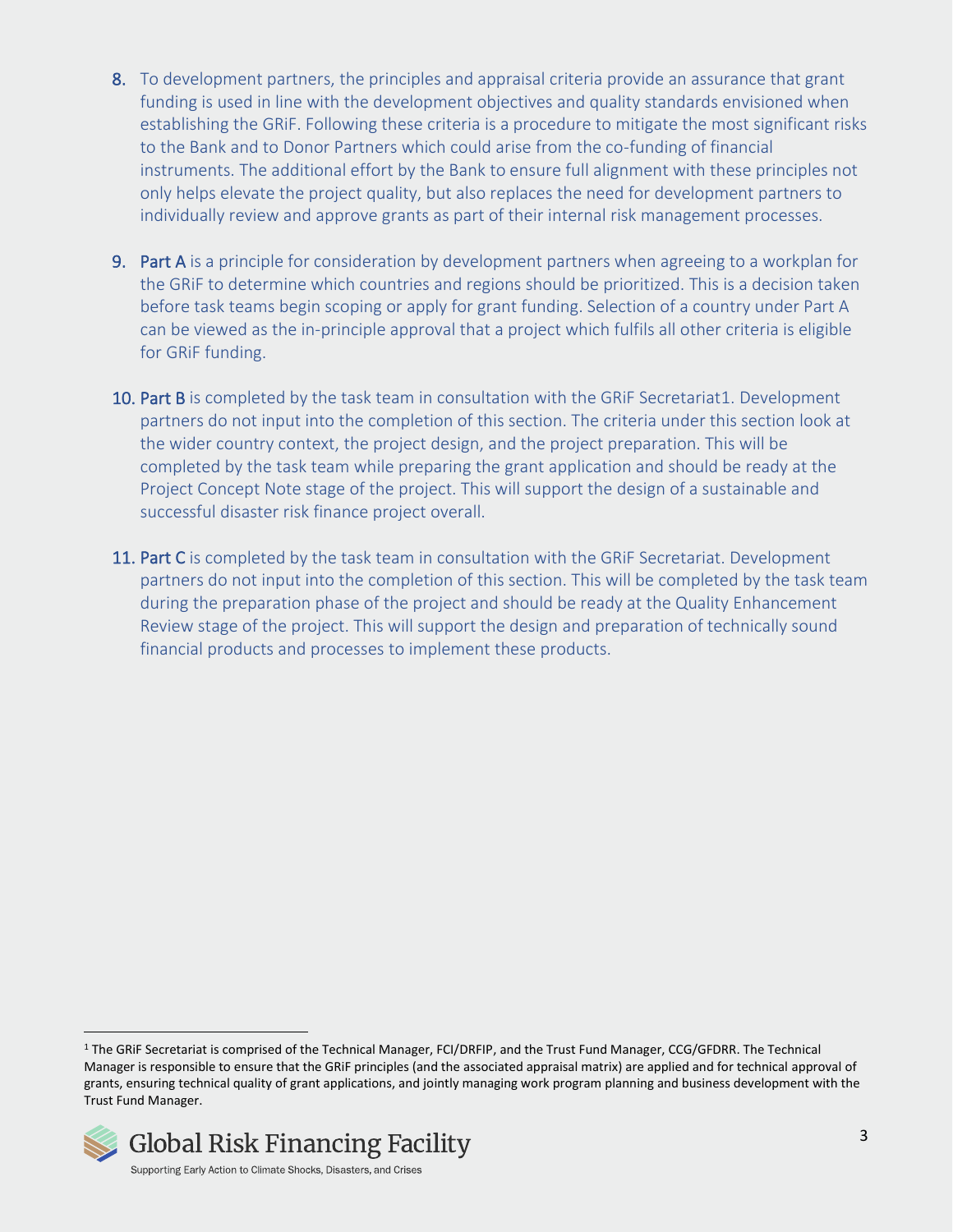8. To development partners, the principles and appraisal criteria provide an assurance that grant funding is used in line with the development objectives and quality standards envisioned when establishing the GRiF. Following these criteria is a procedure to mitigate the most significant risks to the Bank and to Donor Partners which could arise from the co-funding of financial instruments. The additional effort by the Bank to ensure full alignment with these principles not only helps elevate the project quality, but also replaces the need for development partners to individually review and approve grants as part of their internal risk management processes.

9. **Part A** is a principle for consideration by development partners when agreeing to a workplan for the GRiF to determine which countries and regions should be prioritized. This is a decision taken before task teams begin scoping or apply for grant funding. Selection of a country under Part A can be viewed as the in-principle approval that a project which fulfils all other criteria is eligible for GRiF funding.

10. **Part B** is completed by the task team in consultation with the GRiF Secretariat[1]. Development partners do not input into the completion of this section. The criteria under this section look at the wider country context, the project design, and the project preparation. This will be completed by the task team while preparing the grant application and should be ready at the Project Concept Note stage of the project. This will support the design of a sustainable and successful disaster risk finance project overall.

11. **Part C** is completed by the task team in consultation with the GRiF Secretariat. Development partners do not input into the completion of this section. This will be completed by the task team during the preparation phase of the project and should be ready at the Quality Enhancement Review stage of the project. This will support the design and preparation of technically sound financial products and processes to implement these products.

---

[1] The GRiF Secretariat is comprised of the Technical Manager, FCI/DRFIP, and the Trust Fund Manager, CCG/GFDRR. The Technical Manager is responsible to ensure that the GRiF principles (and the associated appraisal matrix) are applied and for technical approval of grants, ensuring technical quality of grant applications, and jointly managing work program planning and business development with the Trust Fund Manager.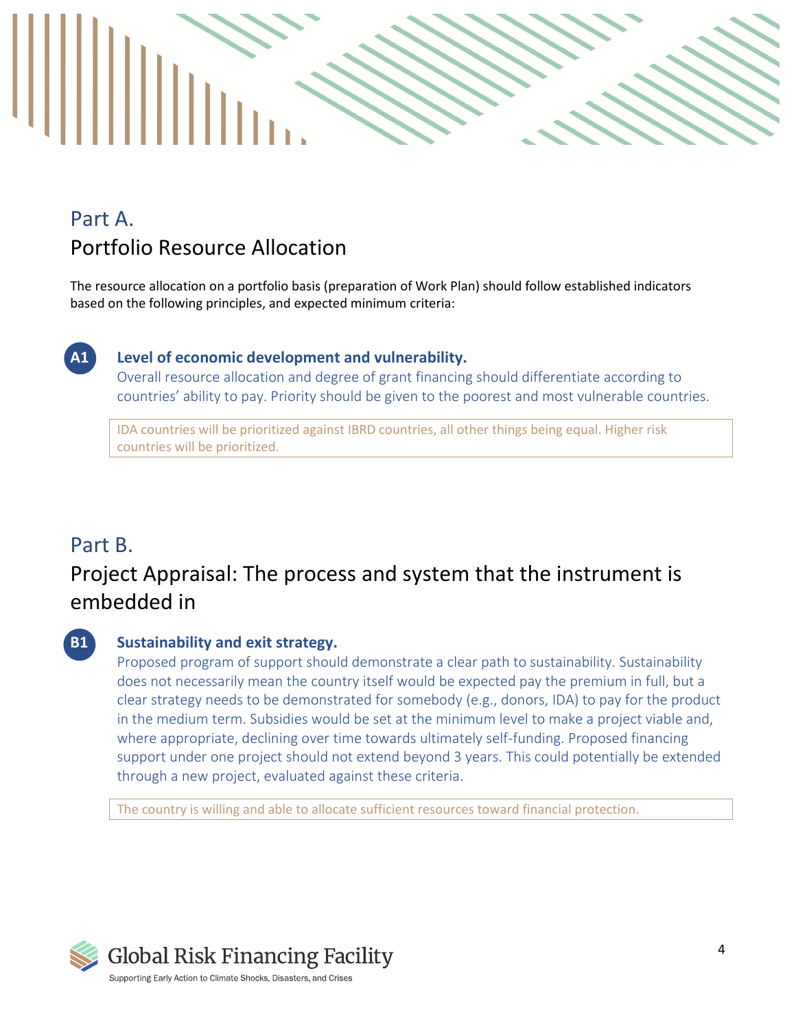## Part A.
## Portfolio Resource Allocation

The resource allocation on a portfolio basis (preparation of Work Plan) should follow established indicators based on the following principles, and expected minimum criteria:

### A1 Level of economic development and vulnerability.

Overall resource allocation and degree of grant financing should differentiate according to countries' ability to pay. Priority should be given to the poorest and most vulnerable countries.

> IDA countries will be prioritized against IBRD countries, all other things being equal. Higher risk countries will be prioritized.

## Part B.
## Project Appraisal: The process and system that the instrument is embedded in

### B1 Sustainability and exit strategy.

Proposed program of support should demonstrate a clear path to sustainability. Sustainability does not necessarily mean the country itself would be expected pay the premium in full, but a clear strategy needs to be demonstrated for somebody (e.g., donors, IDA) to pay for the product in the medium term. Subsidies would be set at the minimum level to make a project viable and, where appropriate, declining over time towards ultimately self-funding. Proposed financing support under one project should not extend beyond 3 years. This could potentially be extended through a new project, evaluated against these criteria.

> The country is willing and able to allocate sufficient resources toward financial protection.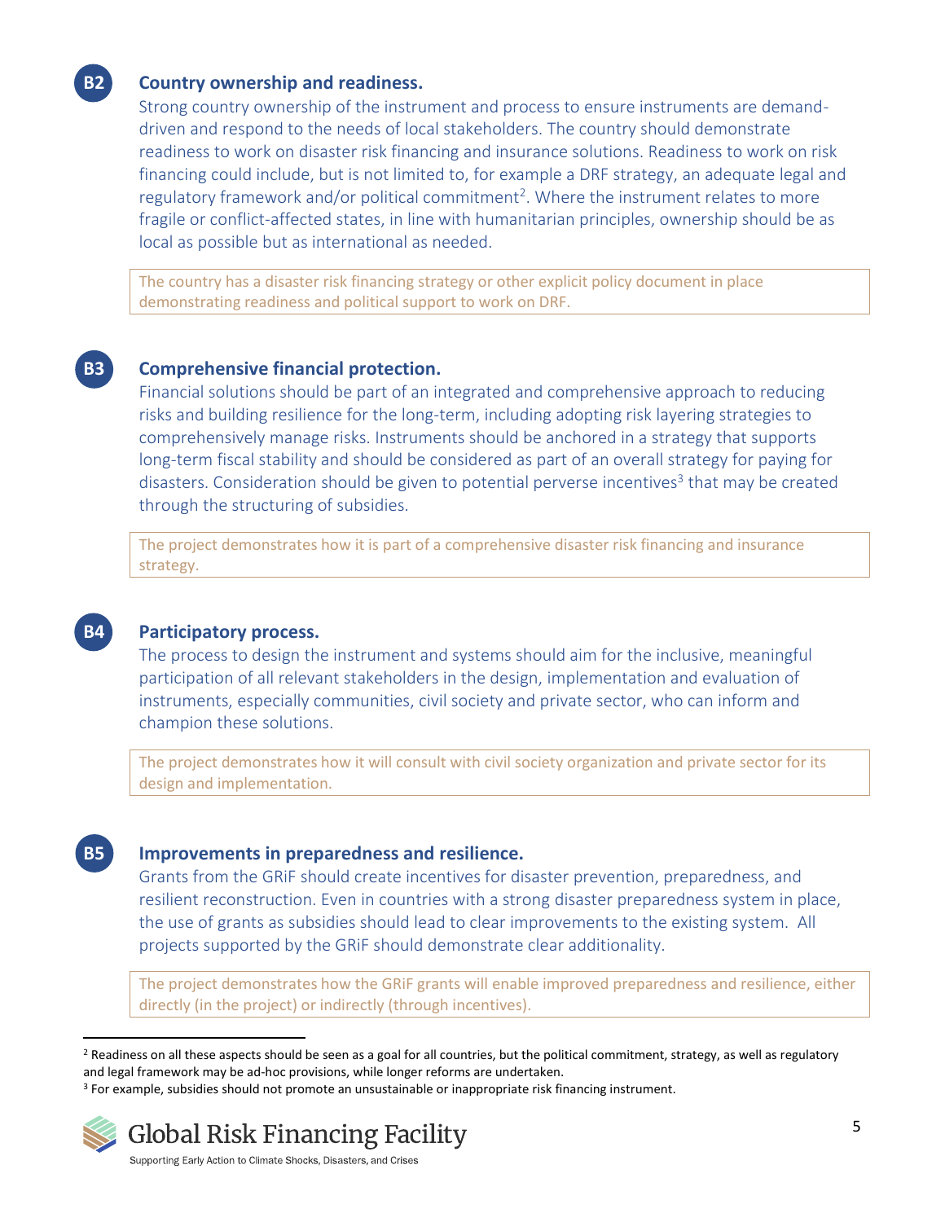### B2 Country ownership and readiness.

Strong country ownership of the instrument and process to ensure instruments are demand-driven and respond to the needs of local stakeholders. The country should demonstrate readiness to work on disaster risk financing and insurance solutions. Readiness to work on risk financing could include, but is not limited to, for example a DRF strategy, an adequate legal and regulatory framework and/or political commitment[2]. Where the instrument relates to more fragile or conflict-affected states, in line with humanitarian principles, ownership should be as local as possible but as international as needed.

> The country has a disaster risk financing strategy or other explicit policy document in place demonstrating readiness and political support to work on DRF.

### B3 Comprehensive financial protection.

Financial solutions should be part of an integrated and comprehensive approach to reducing risks and building resilience for the long-term, including adopting risk layering strategies to comprehensively manage risks. Instruments should be anchored in a strategy that supports long-term fiscal stability and should be considered as part of an overall strategy for paying for disasters. Consideration should be given to potential perverse incentives[3] that may be created through the structuring of subsidies.

> The project demonstrates how it is part of a comprehensive disaster risk financing and insurance strategy.

### B4 Participatory process.

The process to design the instrument and systems should aim for the inclusive, meaningful participation of all relevant stakeholders in the design, implementation and evaluation of instruments, especially communities, civil society and private sector, who can inform and champion these solutions.

> The project demonstrates how it will consult with civil society organization and private sector for its design and implementation.

### B5 Improvements in preparedness and resilience.

Grants from the GRiF should create incentives for disaster prevention, preparedness, and resilient reconstruction. Even in countries with a strong disaster preparedness system in place, the use of grants as subsidies should lead to clear improvements to the existing system. All projects supported by the GRiF should demonstrate clear additionality.

> The project demonstrates how the GRiF grants will enable improved preparedness and resilience, either directly (in the project) or indirectly (through incentives).

---

[2] Readiness on all these aspects should be seen as a goal for all countries, but the political commitment, strategy, as well as regulatory and legal framework may be ad-hoc provisions, while longer reforms are undertaken.

[3] For example, subsidies should not promote an unsustainable or inappropriate risk financing instrument.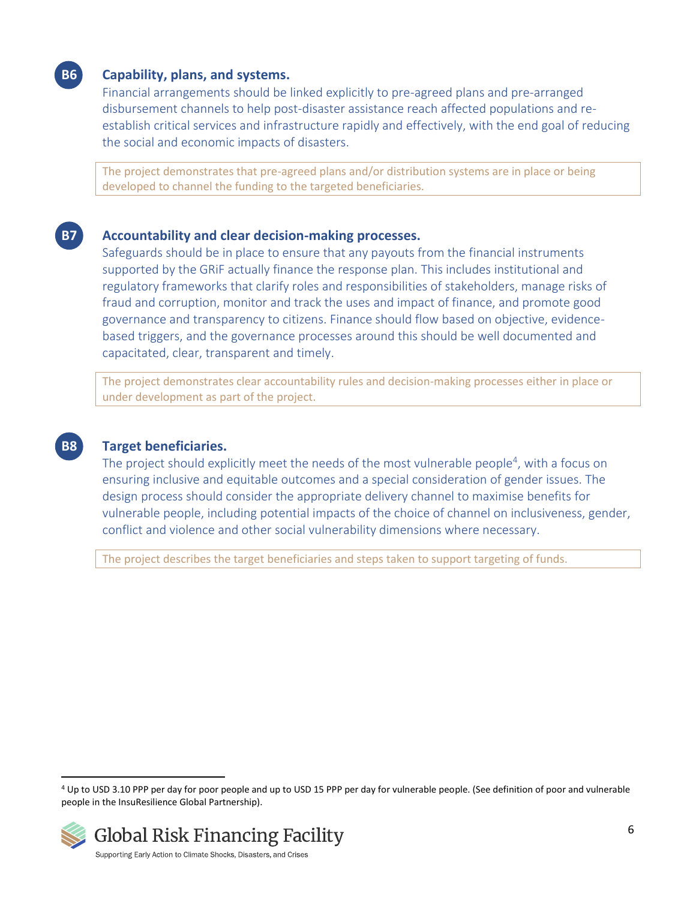**B6**

### Capability, plans, and systems.

Financial arrangements should be linked explicitly to pre-agreed plans and pre-arranged disbursement channels to help post-disaster assistance reach affected populations and re-establish critical services and infrastructure rapidly and effectively, with the end goal of reducing the social and economic impacts of disasters.

> The project demonstrates that pre-agreed plans and/or distribution systems are in place or being developed to channel the funding to the targeted beneficiaries.

**B7**

### Accountability and clear decision-making processes.

Safeguards should be in place to ensure that any payouts from the financial instruments supported by the GRiF actually finance the response plan. This includes institutional and regulatory frameworks that clarify roles and responsibilities of stakeholders, manage risks of fraud and corruption, monitor and track the uses and impact of finance, and promote good governance and transparency to citizens. Finance should flow based on objective, evidence-based triggers, and the governance processes around this should be well documented and capacitated, clear, transparent and timely.

> The project demonstrates clear accountability rules and decision-making processes either in place or under development as part of the project.

**B8**

### Target beneficiaries.

The project should explicitly meet the needs of the most vulnerable people[4], with a focus on ensuring inclusive and equitable outcomes and a special consideration of gender issues. The design process should consider the appropriate delivery channel to maximise benefits for vulnerable people, including potential impacts of the choice of channel on inclusiveness, gender, conflict and violence and other social vulnerability dimensions where necessary.

> The project describes the target beneficiaries and steps taken to support targeting of funds.

---

[4] Up to USD 3.10 PPP per day for poor people and up to USD 15 PPP per day for vulnerable people. (See definition of poor and vulnerable people in the InsuResilience Global Partnership).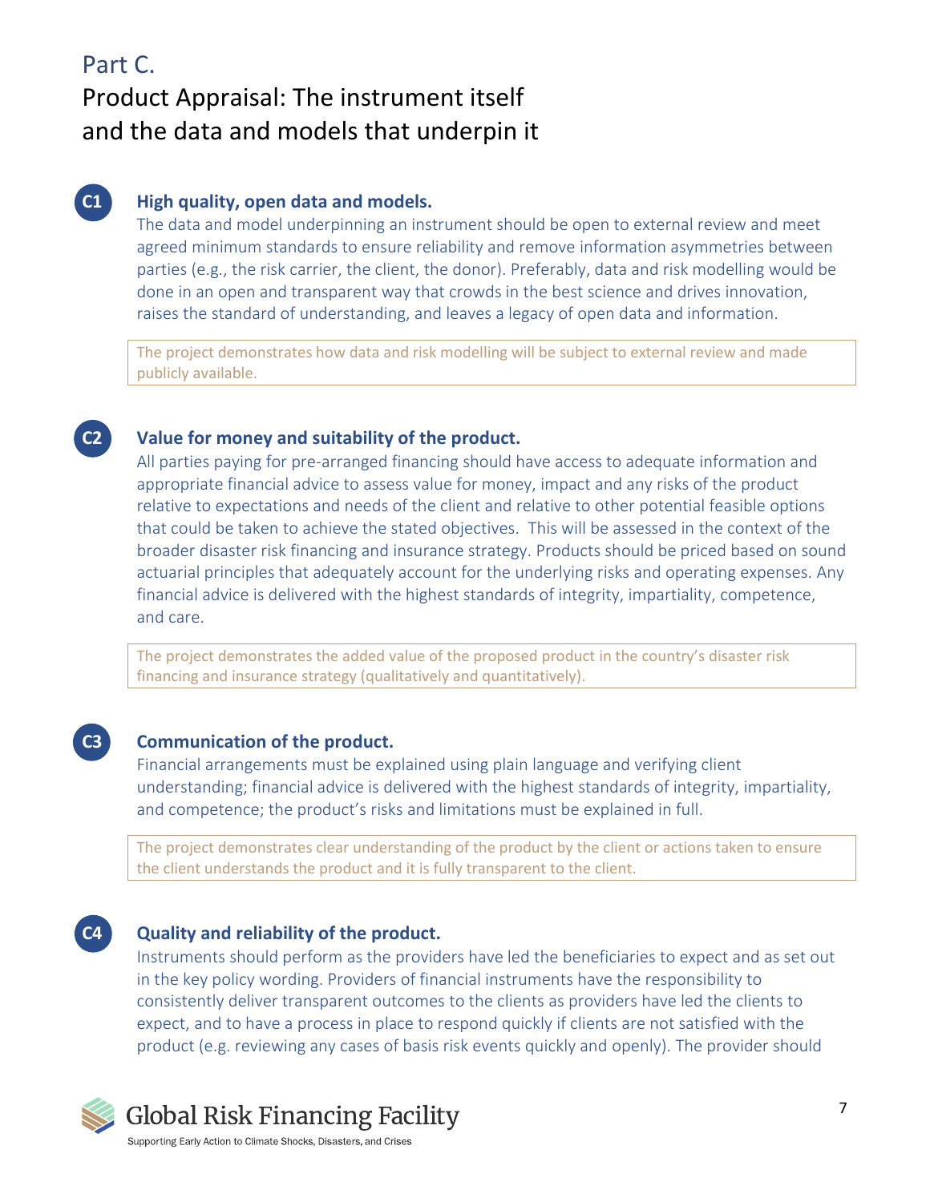# Part C.

## Product Appraisal: The instrument itself and the data and models that underpin it

### C1 High quality, open data and models.

The data and model underpinning an instrument should be open to external review and meet agreed minimum standards to ensure reliability and remove information asymmetries between parties (e.g., the risk carrier, the client, the donor). Preferably, data and risk modelling would be done in an open and transparent way that crowds in the best science and drives innovation, raises the standard of understanding, and leaves a legacy of open data and information.

> The project demonstrates how data and risk modelling will be subject to external review and made publicly available.

### C2 Value for money and suitability of the product.

All parties paying for pre-arranged financing should have access to adequate information and appropriate financial advice to assess value for money, impact and any risks of the product relative to expectations and needs of the client and relative to other potential feasible options that could be taken to achieve the stated objectives. This will be assessed in the context of the broader disaster risk financing and insurance strategy. Products should be priced based on sound actuarial principles that adequately account for the underlying risks and operating expenses. Any financial advice is delivered with the highest standards of integrity, impartiality, competence, and care.

> The project demonstrates the added value of the proposed product in the country's disaster risk financing and insurance strategy (qualitatively and quantitatively).

### C3 Communication of the product.

Financial arrangements must be explained using plain language and verifying client understanding; financial advice is delivered with the highest standards of integrity, impartiality, and competence; the product's risks and limitations must be explained in full.

> The project demonstrates clear understanding of the product by the client or actions taken to ensure the client understands the product and it is fully transparent to the client.

### C4 Quality and reliability of the product.

Instruments should perform as the providers have led the beneficiaries to expect and as set out in the key policy wording. Providers of financial instruments have the responsibility to consistently deliver transparent outcomes to the clients as providers have led the clients to expect, and to have a process in place to respond quickly if clients are not satisfied with the product (e.g. reviewing any cases of basis risk events quickly and openly). The provider should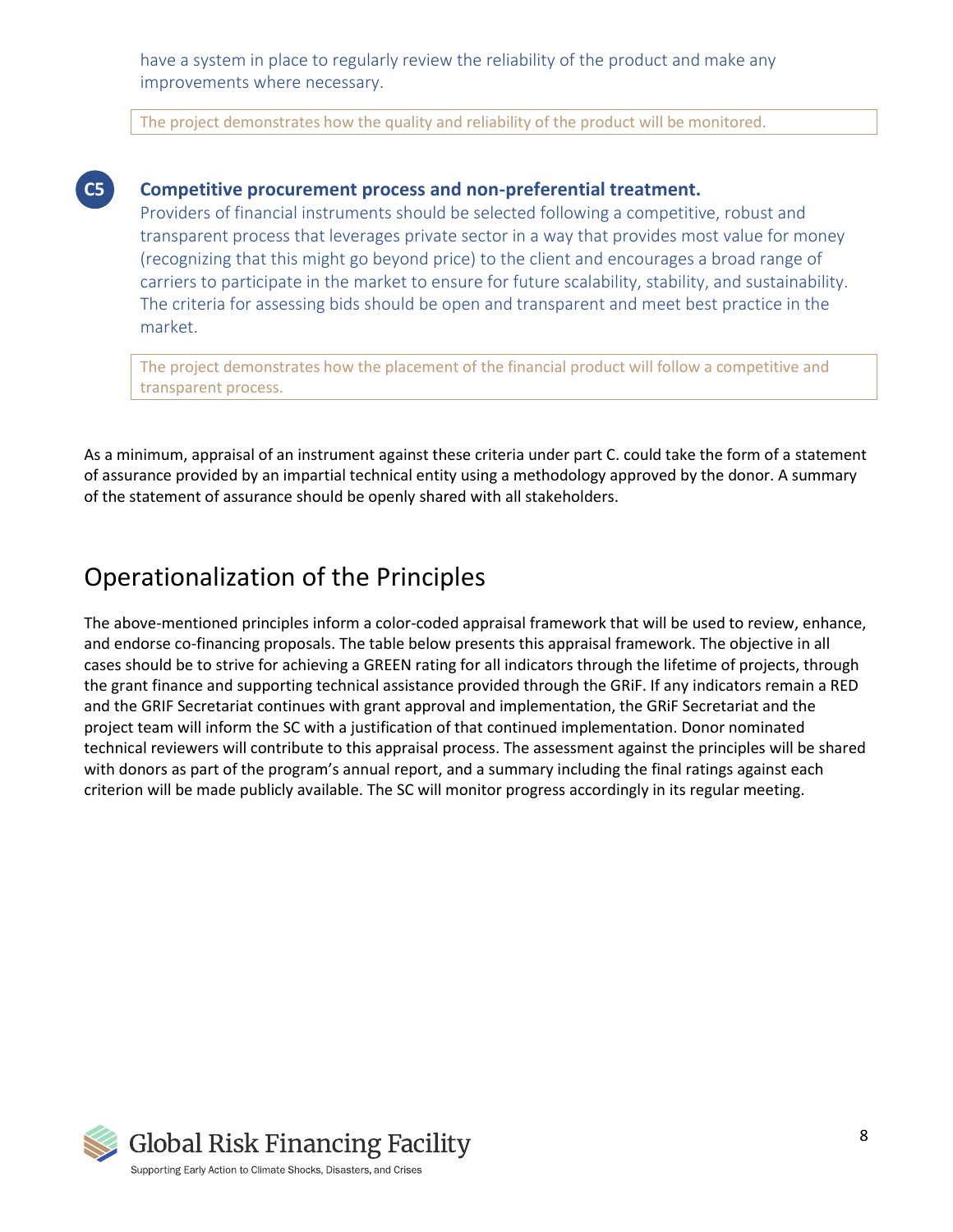have a system in place to regularly review the reliability of the product and make any improvements where necessary.

> The project demonstrates how the quality and reliability of the product will be monitored.

**C5** **Competitive procurement process and non-preferential treatment.**
Providers of financial instruments should be selected following a competitive, robust and transparent process that leverages private sector in a way that provides most value for money (recognizing that this might go beyond price) to the client and encourages a broad range of carriers to participate in the market to ensure for future scalability, stability, and sustainability. The criteria for assessing bids should be open and transparent and meet best practice in the market.

> The project demonstrates how the placement of the financial product will follow a competitive and transparent process.

As a minimum, appraisal of an instrument against these criteria under part C. could take the form of a statement of assurance provided by an impartial technical entity using a methodology approved by the donor. A summary of the statement of assurance should be openly shared with all stakeholders.

## Operationalization of the Principles

The above-mentioned principles inform a color-coded appraisal framework that will be used to review, enhance, and endorse co-financing proposals. The table below presents this appraisal framework. The objective in all cases should be to strive for achieving a GREEN rating for all indicators through the lifetime of projects, through the grant finance and supporting technical assistance provided through the GRiF. If any indicators remain a RED and the GRIF Secretariat continues with grant approval and implementation, the GRiF Secretariat and the project team will inform the SC with a justification of that continued implementation. Donor nominated technical reviewers will contribute to this appraisal process. The assessment against the principles will be shared with donors as part of the program's annual report, and a summary including the final ratings against each criterion will be made publicly available. The SC will monitor progress accordingly in its regular meeting.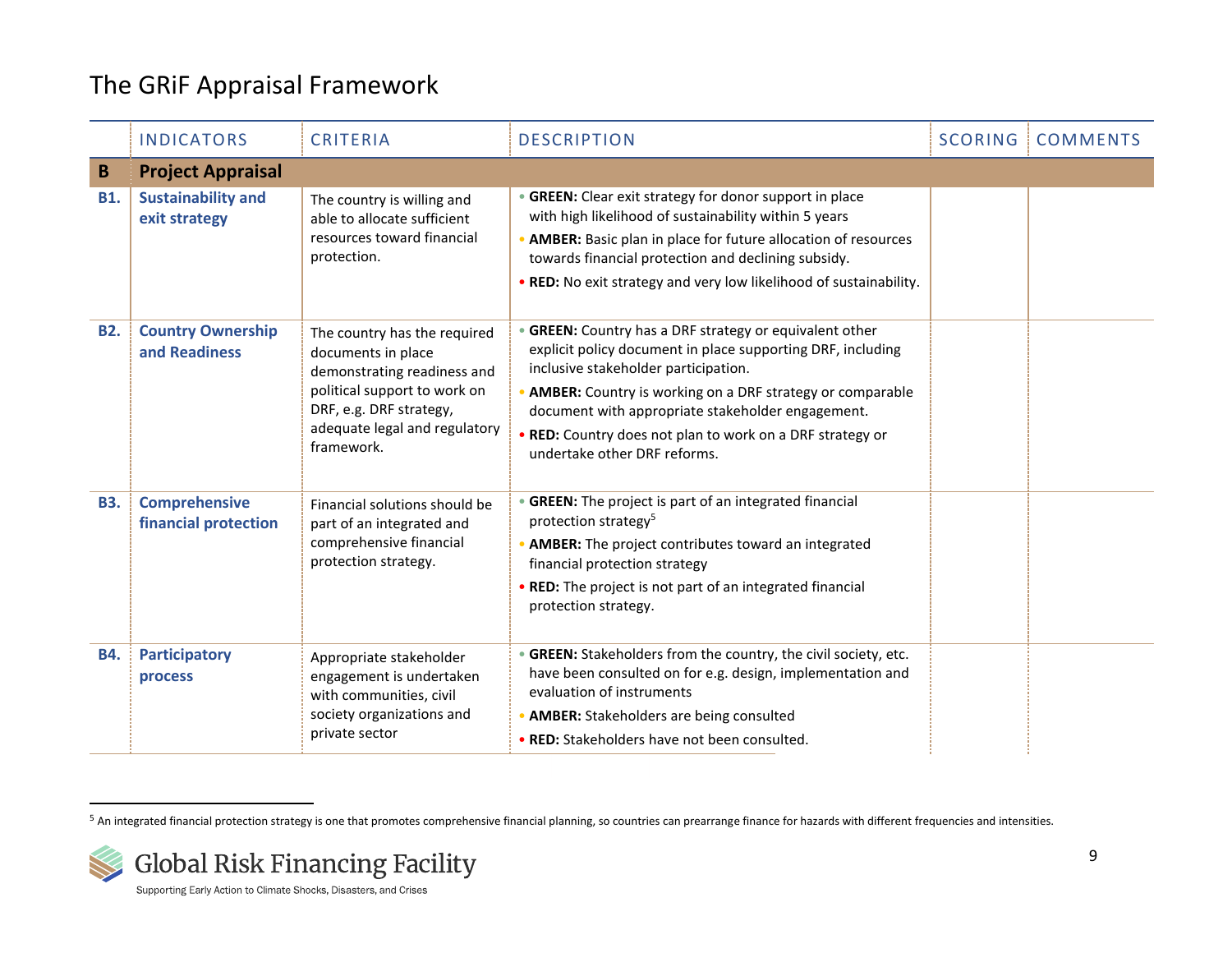# The GRiF Appraisal Framework

| | INDICATORS | CRITERIA | DESCRIPTION | SCORING | COMMENTS |
|---|---|---|---|---|---|
| **B** | **Project Appraisal** | | | | |
| **B1.** | **Sustainability and exit strategy** | The country is willing and able to allocate sufficient resources toward financial protection. | • **GREEN:** Clear exit strategy for donor support in place with high likelihood of sustainability within 5 years<br>• **AMBER:** Basic plan in place for future allocation of resources towards financial protection and declining subsidy.<br>• **RED:** No exit strategy and very low likelihood of sustainability. | | |
| **B2.** | **Country Ownership and Readiness** | The country has the required documents in place demonstrating readiness and political support to work on DRF, e.g. DRF strategy, adequate legal and regulatory framework. | • **GREEN:** Country has a DRF strategy or equivalent other explicit policy document in place supporting DRF, including inclusive stakeholder participation.<br>• **AMBER:** Country is working on a DRF strategy or comparable document with appropriate stakeholder engagement.<br>• **RED:** Country does not plan to work on a DRF strategy or undertake other DRF reforms. | | |
| **B3.** | **Comprehensive financial protection** | Financial solutions should be part of an integrated and comprehensive financial protection strategy. | • **GREEN:** The project is part of an integrated financial protection strategy[5]<br>• **AMBER:** The project contributes toward an integrated financial protection strategy<br>• **RED:** The project is not part of an integrated financial protection strategy. | | |
| **B4.** | **Participatory process** | Appropriate stakeholder engagement is undertaken with communities, civil society organizations and private sector | • **GREEN:** Stakeholders from the country, the civil society, etc. have been consulted on for e.g. design, implementation and evaluation of instruments<br>• **AMBER:** Stakeholders are being consulted<br>• **RED:** Stakeholders have not been consulted. | | |

[5] An integrated financial protection strategy is one that promotes comprehensive financial planning, so countries can prearrange finance for hazards with different frequencies and intensities.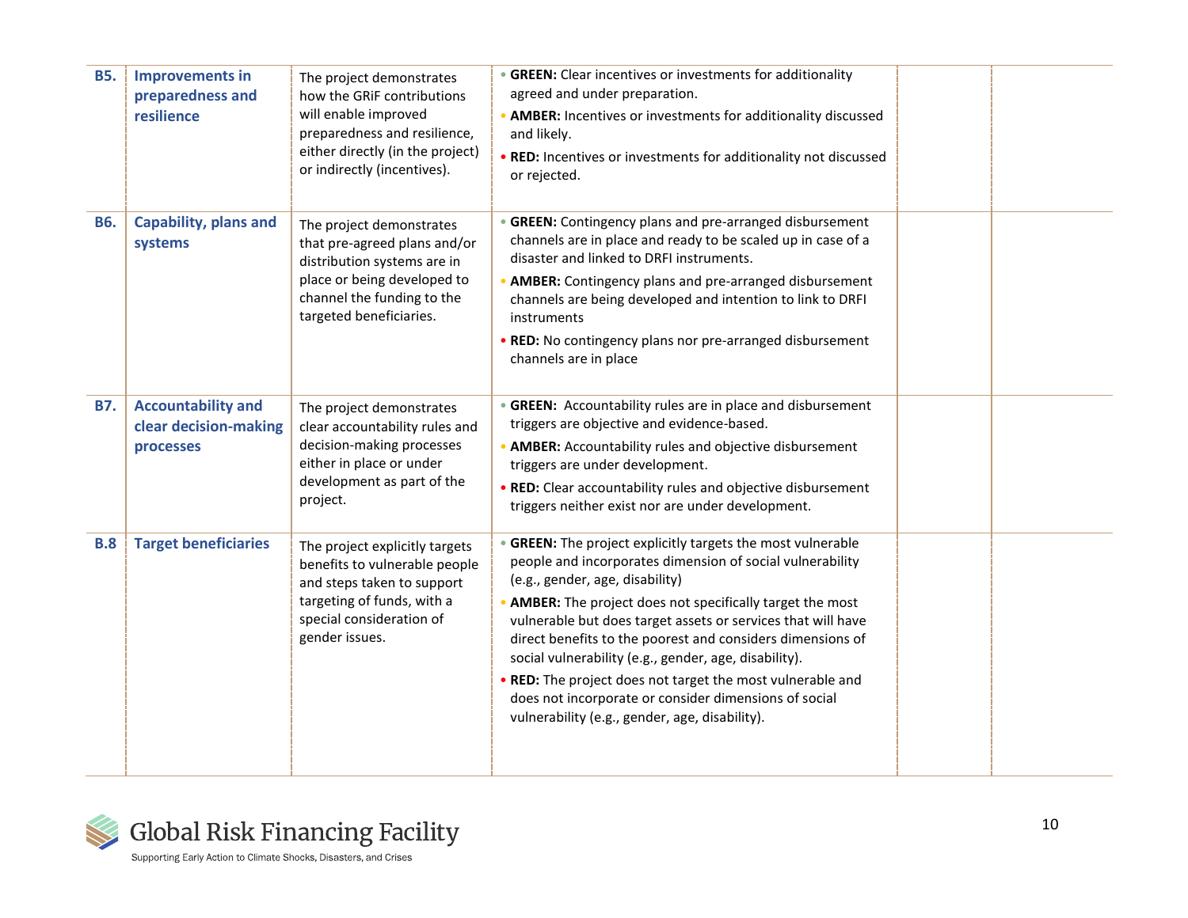| | | | | | |
|---|---|---|---|---|---|
| **B5.** | **Improvements in preparedness and resilience** | The project demonstrates how the GRiF contributions will enable improved preparedness and resilience, either directly (in the project) or indirectly (incentives). | • **GREEN:** Clear incentives or investments for additionality agreed and under preparation.<br>• **AMBER:** Incentives or investments for additionality discussed and likely.<br>• **RED:** Incentives or investments for additionality not discussed or rejected. | | |
| **B6.** | **Capability, plans and systems** | The project demonstrates that pre-agreed plans and/or distribution systems are in place or being developed to channel the funding to the targeted beneficiaries. | • **GREEN:** Contingency plans and pre-arranged disbursement channels are in place and ready to be scaled up in case of a disaster and linked to DRFI instruments.<br>• **AMBER:** Contingency plans and pre-arranged disbursement channels are being developed and intention to link to DRFI instruments<br>• **RED:** No contingency plans nor pre-arranged disbursement channels are in place | | |
| **B7.** | **Accountability and clear decision-making processes** | The project demonstrates clear accountability rules and decision-making processes either in place or under development as part of the project. | • **GREEN:** Accountability rules are in place and disbursement triggers are objective and evidence-based.<br>• **AMBER:** Accountability rules and objective disbursement triggers are under development.<br>• **RED:** Clear accountability rules and objective disbursement triggers neither exist nor are under development. | | |
| **B.8** | **Target beneficiaries** | The project explicitly targets benefits to vulnerable people and steps taken to support targeting of funds, with a special consideration of gender issues. | • **GREEN:** The project explicitly targets the most vulnerable people and incorporates dimension of social vulnerability (e.g., gender, age, disability)<br>• **AMBER:** The project does not specifically target the most vulnerable but does target assets or services that will have direct benefits to the poorest and considers dimensions of social vulnerability (e.g., gender, age, disability).<br>• **RED:** The project does not target the most vulnerable and does not incorporate or consider dimensions of social vulnerability (e.g., gender, age, disability). | | |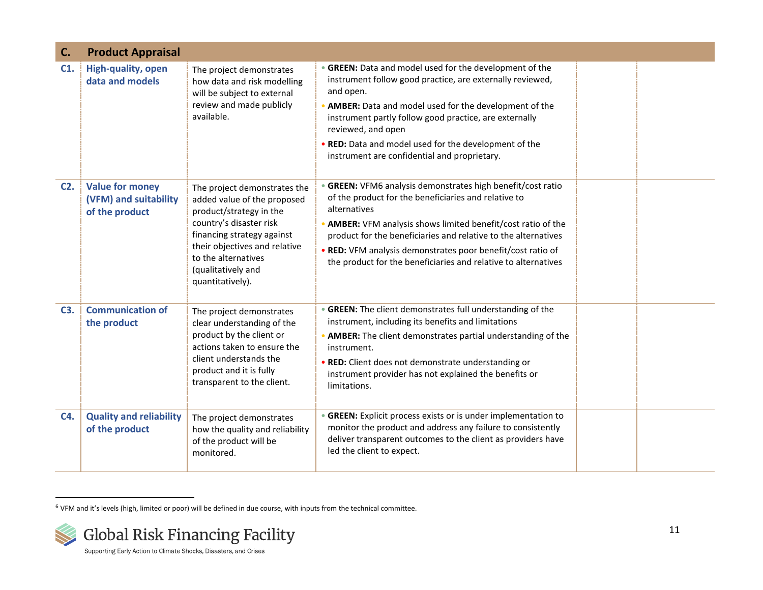| C. | Product Appraisal | | | | |
|---|---|---|---|---|---|
| **C1.** | **High-quality, open data and models** | The project demonstrates how data and risk modelling will be subject to external review and made publicly available. | • **GREEN:** Data and model used for the development of the instrument follow good practice, are externally reviewed, and open.<br>• **AMBER:** Data and model used for the development of the instrument partly follow good practice, are externally reviewed, and open<br>• **RED:** Data and model used for the development of the instrument are confidential and proprietary. | | |
| **C2.** | **Value for money (VFM) and suitability of the product** | The project demonstrates the added value of the proposed product/strategy in the country's disaster risk financing strategy against their objectives and relative to the alternatives (qualitatively and quantitatively). | • **GREEN:** VFM[6] analysis demonstrates high benefit/cost ratio of the product for the beneficiaries and relative to alternatives<br>• **AMBER:** VFM analysis shows limited benefit/cost ratio of the product for the beneficiaries and relative to the alternatives<br>• **RED:** VFM analysis demonstrates poor benefit/cost ratio of the product for the beneficiaries and relative to alternatives | | |
| **C3.** | **Communication of the product** | The project demonstrates clear understanding of the product by the client or actions taken to ensure the client understands the product and it is fully transparent to the client. | • **GREEN:** The client demonstrates full understanding of the instrument, including its benefits and limitations<br>• **AMBER:** The client demonstrates partial understanding of the instrument.<br>• **RED:** Client does not demonstrate understanding or instrument provider has not explained the benefits or limitations. | | |
| **C4.** | **Quality and reliability of the product** | The project demonstrates how the quality and reliability of the product will be monitored. | • **GREEN:** Explicit process exists or is under implementation to monitor the product and address any failure to consistently deliver transparent outcomes to the client as providers have led the client to expect. | | |

[6] VFM and it's levels (high, limited or poor) will be defined in due course, with inputs from the technical committee.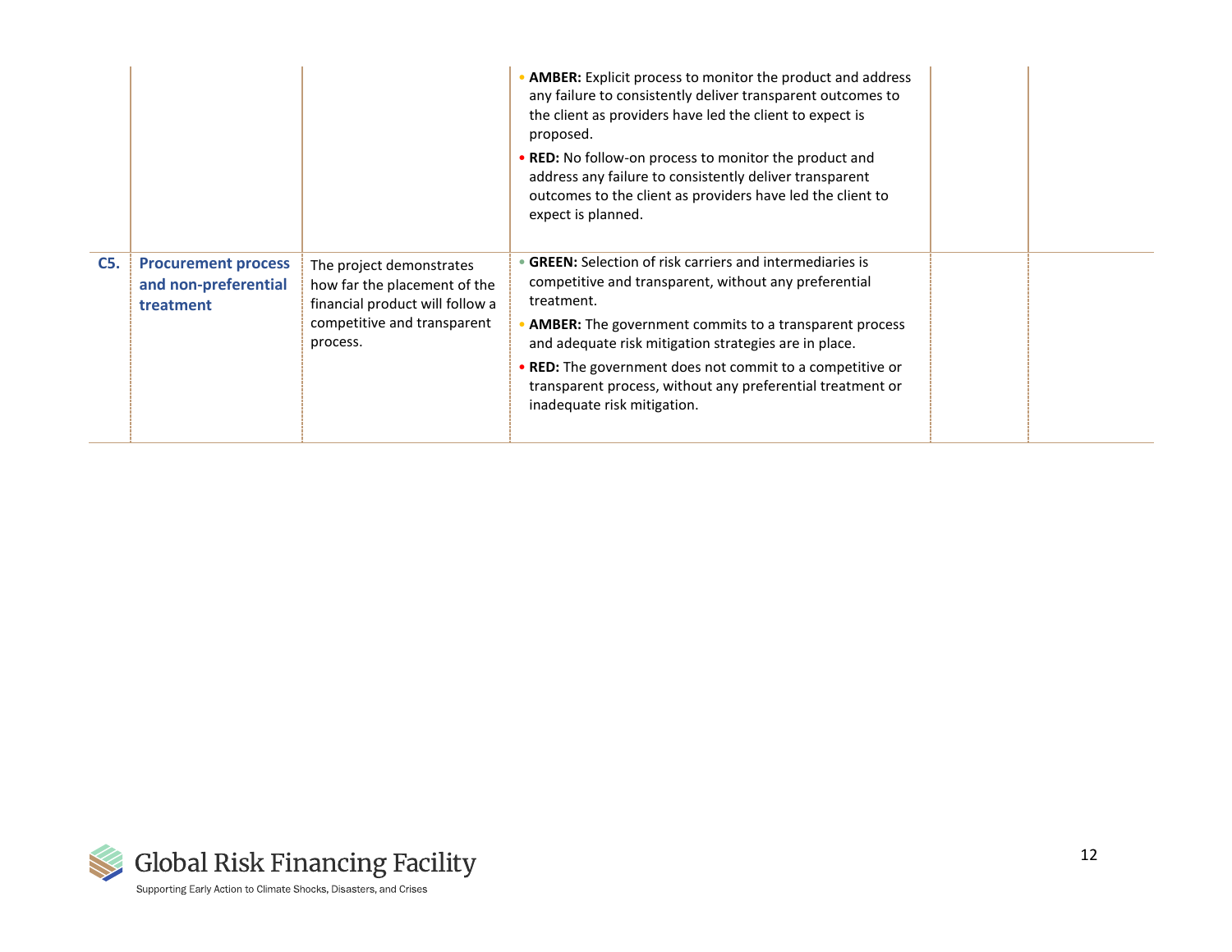| | | | | | |
|---|---|---|---|---|---|
| | | | • **AMBER:** Explicit process to monitor the product and address any failure to consistently deliver transparent outcomes to the client as providers have led the client to expect is proposed.<br>• **RED:** No follow-on process to monitor the product and address any failure to consistently deliver transparent outcomes to the client as providers have led the client to expect is planned. | | |
| **C5.** | **Procurement process and non-preferential treatment** | The project demonstrates how far the placement of the financial product will follow a competitive and transparent process. | • **GREEN:** Selection of risk carriers and intermediaries is competitive and transparent, without any preferential treatment.<br>• **AMBER:** The government commits to a transparent process and adequate risk mitigation strategies are in place.<br>• **RED:** The government does not commit to a competitive or transparent process, without any preferential treatment or inadequate risk mitigation. | | |